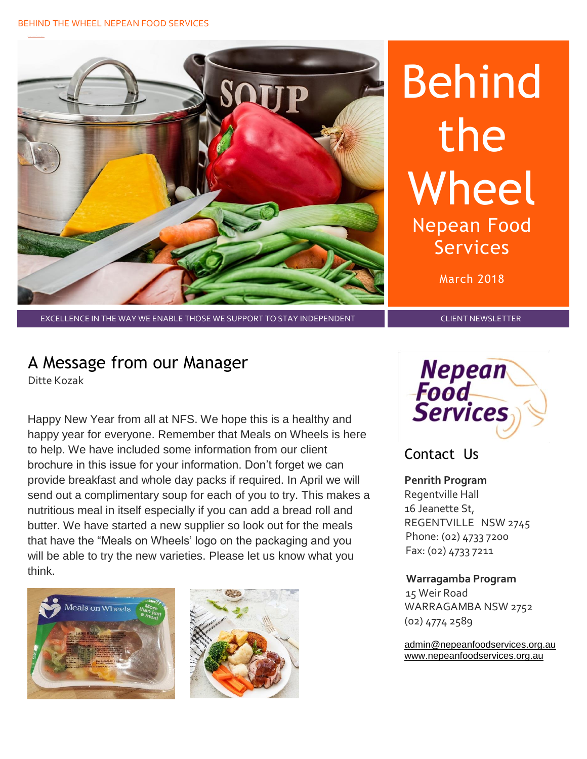# Behind the Wheel

## Nepean Food Services

March 2018

EXCELLENCE IN THE WAY WE ENABLE THOSE WE SUPPORT TO STAY INDEPENDENT

CLIENT NEWSLETTER

## A Message from our Manager

Ditte Kozak

Happy New Year from all at NFS. We hope this is a healthy and happy year for everyone. Remember that Meals on Wheels is here to help. We have included some information from our client brochure in this issue for your information. Don't forget we can provide breakfast and whole day packs if required. In April we will send out a complimentary soup for each of you to try. This makes a nutritious meal in itself especially if you can add a bread roll and butter. We have started a new supplier so look out for the meals that have the "Meals on Wheels' logo on the packaging and you will be able to try the new varieties. Please let us know what you think.

## Contact Us

**Penrith Program**
Regentville Hall
16 Jeanette St,
REGENTVILLE NSW 2745
Phone: (02) 4733 7200
Fax: (02) 4733 7211

**Warragamba Program**
15 Weir Road
WARRAGAMBA NSW 2752
(02) 4774 2589

admin@nepeanfoodservices.org.au
www.nepeanfoodservices.org.au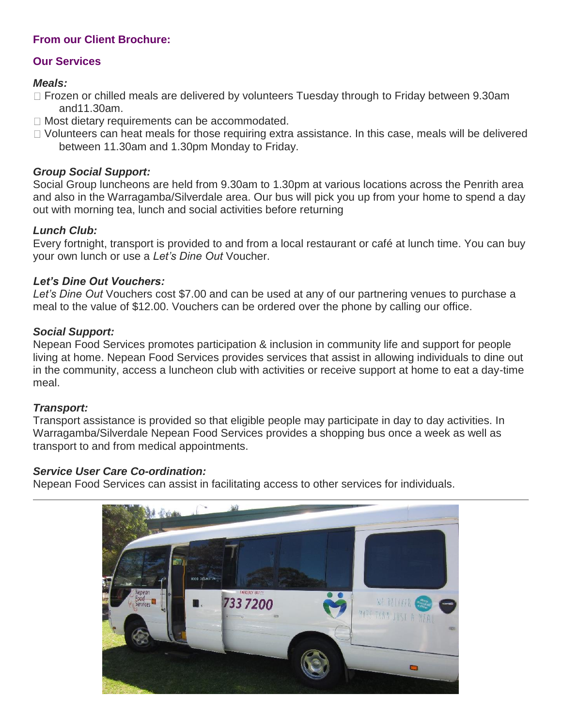**From our Client Brochure:**

## Our Services

### *Meals:*

- Frozen or chilled meals are delivered by volunteers Tuesday through to Friday between 9.30am and11.30am.
- Most dietary requirements can be accommodated.
- Volunteers can heat meals for those requiring extra assistance. In this case, meals will be delivered between 11.30am and 1.30pm Monday to Friday.

### *Group Social Support:*

Social Group luncheons are held from 9.30am to 1.30pm at various locations across the Penrith area and also in the Warragamba/Silverdale area. Our bus will pick you up from your home to spend a day out with morning tea, lunch and social activities before returning

### *Lunch Club:*

Every fortnight, transport is provided to and from a local restaurant or café at lunch time. You can buy your own lunch or use a *Let's Dine Out* Voucher.

### *Let's Dine Out Vouchers:*

*Let's Dine Out* Vouchers cost $7.00 and can be used at any of our partnering venues to purchase a meal to the value of $12.00. Vouchers can be ordered over the phone by calling our office.

### *Social Support:*

Nepean Food Services promotes participation & inclusion in community life and support for people living at home. Nepean Food Services provides services that assist in allowing individuals to dine out in the community, access a luncheon club with activities or receive support at home to eat a day-time meal.

### *Transport:*

Transport assistance is provided so that eligible people may participate in day to day activities. In Warragamba/Silverdale Nepean Food Services provides a shopping bus once a week as well as transport to and from medical appointments.

### *Service User Care Co-ordination:*

Nepean Food Services can assist in facilitating access to other services for individuals.

---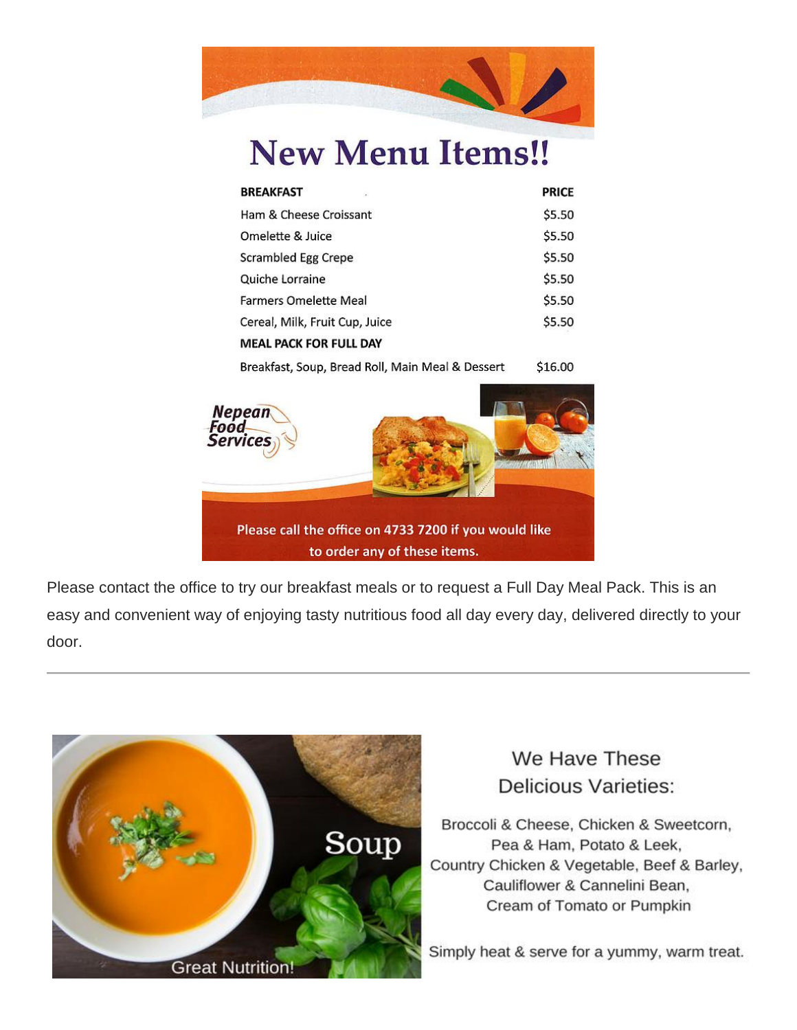# New Menu Items!!

| BREAKFAST | PRICE |
|---|---|
| Ham & Cheese Croissant | $5.50 |
| Omelette & Juice | $5.50 |
| Scrambled Egg Crepe | $5.50 |
| Quiche Lorraine | $5.50 |
| Farmers Omelette Meal | $5.50 |
| Cereal, Milk, Fruit Cup, Juice | $5.50 |
| **MEAL PACK FOR FULL DAY** | |
| Breakfast, Soup, Bread Roll, Main Meal & Dessert | $16.00 |

Nepean Food Services

Please call the office on 4733 7200 if you would like to order any of these items.

Please contact the office to try our breakfast meals or to request a Full Day Meal Pack. This is an easy and convenient way of enjoying tasty nutritious food all day every day, delivered directly to your door.

---

Soup

Great Nutrition!

## We Have These Delicious Varieties:

Broccoli & Cheese, Chicken & Sweetcorn, Pea & Ham, Potato & Leek, Country Chicken & Vegetable, Beef & Barley, Cauliflower & Cannelini Bean, Cream of Tomato or Pumpkin

Simply heat & serve for a yummy, warm treat.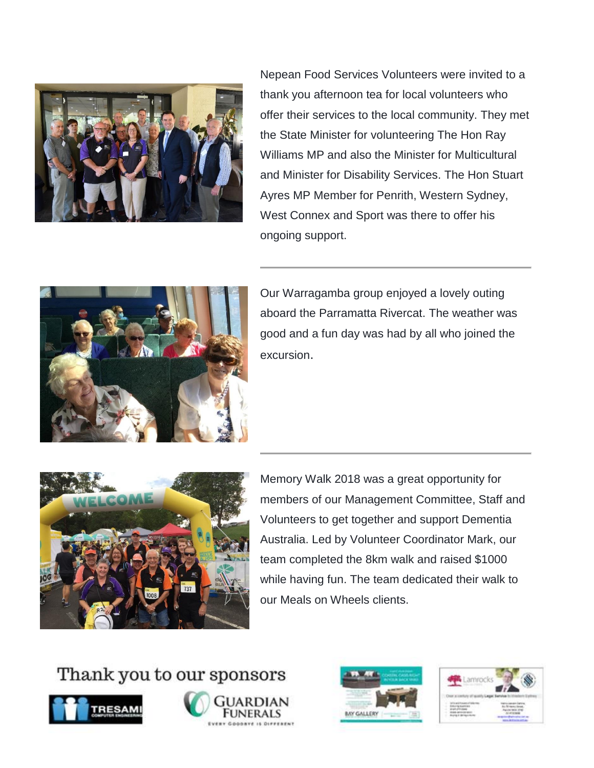Nepean Food Services Volunteers were invited to a thank you afternoon tea for local volunteers who offer their services to the local community. They met the State Minister for volunteering The Hon Ray Williams MP and also the Minister for Multicultural and Minister for Disability Services. The Hon Stuart Ayres MP Member for Penrith, Western Sydney, West Connex and Sport was there to offer his ongoing support.

---

Our Warragamba group enjoyed a lovely outing aboard the Parramatta Rivercat. The weather was good and a fun day was had by all who joined the excursion.

---

Memory Walk 2018 was a great opportunity for members of our Management Committee, Staff and Volunteers to get together and support Dementia Australia. Led by Volunteer Coordinator Mark, our team completed the 8km walk and raised $1000 while having fun. The team dedicated their walk to our Meals on Wheels clients.

## Thank you to our sponsors

TRESAMI COMPUTER ENGINEERING

GUARDIAN FUNERALS – EVERY GOODBYE IS DIFFERENT

BAY GALLERY

Lamrocks